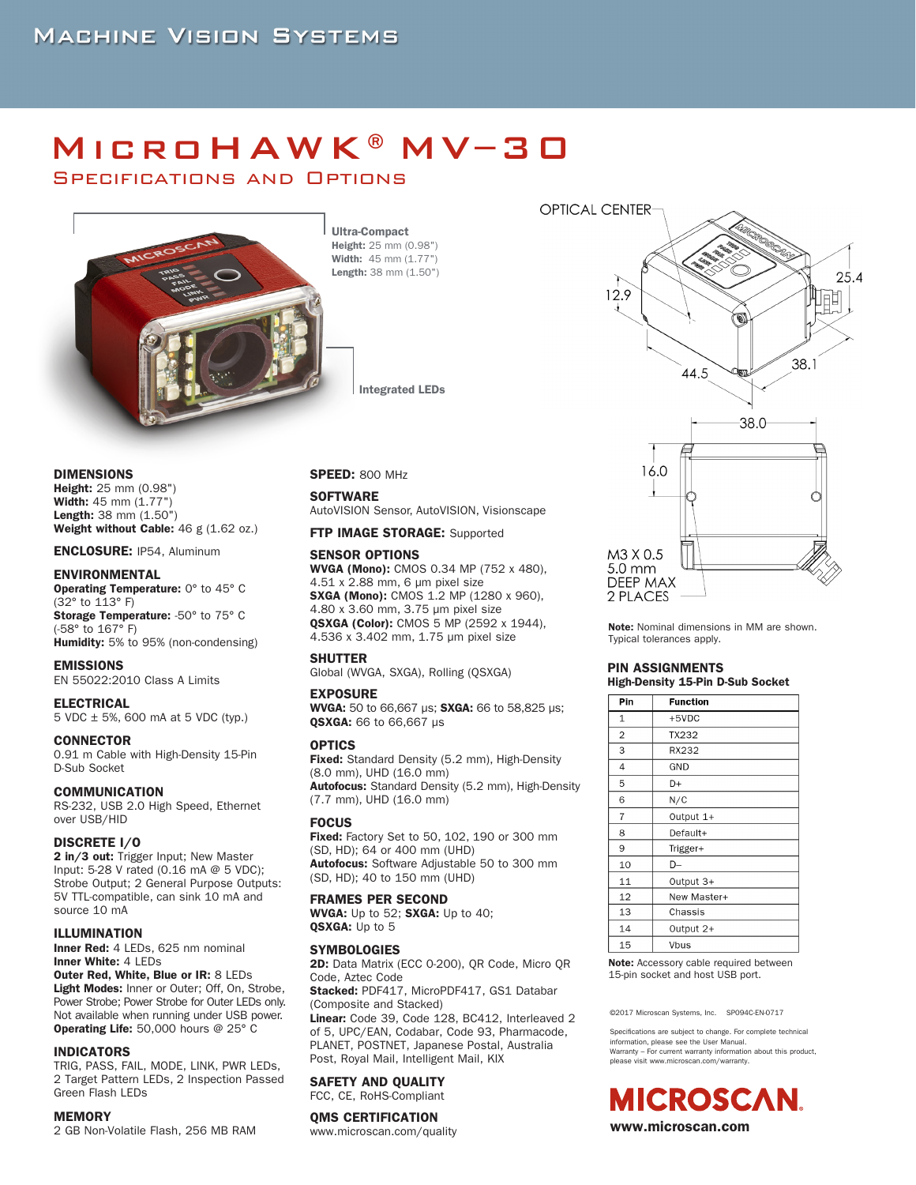# MicroHAWK® MV-30

## Specifications and Options

**Ultra-Compact**
**Height:** 25 mm (0.98")
**Width:** 45 mm (1.77")
**Length:** 38 mm (1.50")

**Integrated LEDs**

OPTICAL CENTER

12.9

25.4

44.5

38.1

38.0

16.0

M3 X 0.5
5.0 mm
DEEP MAX
2 PLACES

**Note:** Nominal dimensions in MM are shown. Typical tolerances apply.

### DIMENSIONS
**Height:** 25 mm (0.98")
**Width:** 45 mm (1.77")
**Length:** 38 mm (1.50")
**Weight without Cable:** 46 g (1.62 oz.)

### ENCLOSURE: IP54, Aluminum

### ENVIRONMENTAL
**Operating Temperature:** 0° to 45° C (32° to 113° F)
**Storage Temperature:** -50° to 75° C (-58° to 167° F)
**Humidity:** 5% to 95% (non-condensing)

### EMISSIONS
EN 55022:2010 Class A Limits

### ELECTRICAL
5 VDC ± 5%, 600 mA at 5 VDC (typ.)

### CONNECTOR
0.91 m Cable with High-Density 15-Pin D-Sub Socket

### COMMUNICATION
RS-232, USB 2.0 High Speed, Ethernet over USB/HID

### DISCRETE I/O
**2 in/3 out:** Trigger Input; New Master Input: 5-28 V rated (0.16 mA @ 5 VDC); Strobe Output; 2 General Purpose Outputs: 5V TTL-compatible, can sink 10 mA and source 10 mA

### ILLUMINATION
**Inner Red:** 4 LEDs, 625 nm nominal
**Inner White:** 4 LEDs
**Outer Red, White, Blue or IR:** 8 LEDs
**Light Modes:** Inner or Outer; Off, On, Strobe, Power Strobe; Power Strobe for Outer LEDs only. Not available when running under USB power.
**Operating Life:** 50,000 hours @ 25° C

### INDICATORS
TRIG, PASS, FAIL, MODE, LINK, PWR LEDs, 2 Target Pattern LEDs, 2 Inspection Passed Green Flash LEDs

### MEMORY
2 GB Non-Volatile Flash, 256 MB RAM

### SPEED: 800 MHz

### SOFTWARE
AutoVISION Sensor, AutoVISION, Visionscape

### FTP IMAGE STORAGE: Supported

### SENSOR OPTIONS
**WVGA (Mono):** CMOS 0.34 MP (752 x 480), 4.51 x 2.88 mm, 6 µm pixel size
**SXGA (Mono):** CMOS 1.2 MP (1280 x 960), 4.80 x 3.60 mm, 3.75 µm pixel size
**QSXGA (Color):** CMOS 5 MP (2592 x 1944), 4.536 x 3.402 mm, 1.75 µm pixel size

### SHUTTER
Global (WVGA, SXGA), Rolling (QSXGA)

### EXPOSURE
**WVGA:** 50 to 66,667 µs; **SXGA:** 66 to 58,825 µs; **QSXGA:** 66 to 66,667 µs

### OPTICS
**Fixed:** Standard Density (5.2 mm), High-Density (8.0 mm), UHD (16.0 mm)
**Autofocus:** Standard Density (5.2 mm), High-Density (7.7 mm), UHD (16.0 mm)

### FOCUS
**Fixed:** Factory Set to 50, 102, 190 or 300 mm (SD, HD); 64 or 400 mm (UHD)
**Autofocus:** Software Adjustable 50 to 300 mm (SD, HD); 40 to 150 mm (UHD)

### FRAMES PER SECOND
**WVGA:** Up to 52; **SXGA:** Up to 40; **QSXGA:** Up to 5

### SYMBOLOGIES
**2D:** Data Matrix (ECC 0-200), QR Code, Micro QR Code, Aztec Code
**Stacked:** PDF417, MicroPDF417, GS1 Databar (Composite and Stacked)
**Linear:** Code 39, Code 128, BC412, Interleaved 2 of 5, UPC/EAN, Codabar, Code 93, Pharmacode, PLANET, POSTNET, Japanese Postal, Australia Post, Royal Mail, Intelligent Mail, KIX

### SAFETY AND QUALITY
FCC, CE, RoHS-Compliant

### QMS CERTIFICATION
www.microscan.com/quality

### PIN ASSIGNMENTS
**High-Density 15-Pin D-Sub Socket**

| Pin | Function |
|---|---|
| 1 | +5VDC |
| 2 | TX232 |
| 3 | RX232 |
| 4 | GND |
| 5 | D+ |
| 6 | N/C |
| 7 | Output 1+ |
| 8 | Default+ |
| 9 | Trigger+ |
| 10 | D– |
| 11 | Output 3+ |
| 12 | New Master+ |
| 13 | Chassis |
| 14 | Output 2+ |
| 15 | Vbus |

**Note:** Accessory cable required between 15-pin socket and host USB port.

©2017 Microscan Systems, Inc. SP094C-EN-0717

Specifications are subject to change. For complete technical information, please see the User Manual.
Warranty – For current warranty information about this product, please visit www.microscan.com/warranty.

MICROSCAN
**www.microscan.com**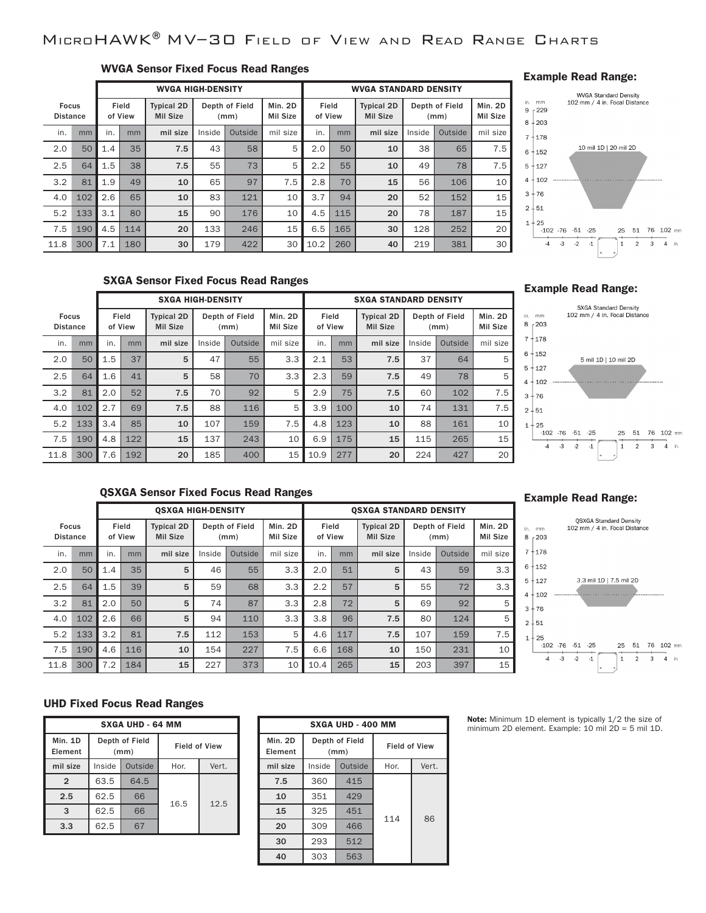# MicroHAWK® MV–30 Field of View and Read Range Charts

### WVGA Sensor Fixed Focus Read Ranges

| Focus Distance | | WVGA HIGH-DENSITY | | | | | | WVGA STANDARD DENSITY | | | | | |
|---|---|---|---|---|---|---|---|---|---|---|---|---|---|
| | | Field of View | | Typical 2D Mil Size | Depth of Field (mm) | | Min. 2D Mil Size | Field of View | | Typical 2D Mil Size | Depth of Field (mm) | | Min. 2D Mil Size |
| in. | mm | in. | mm | mil size | Inside | Outside | mil size | in. | mm | mil size | Inside | Outside | mil size |
| 2.0 | 50 | 1.4 | 35 | 7.5 | 43 | 58 | 5 | 2.0 | 50 | 10 | 38 | 65 | 7.5 |
| 2.5 | 64 | 1.5 | 38 | 7.5 | 55 | 73 | 5 | 2.2 | 55 | 10 | 49 | 78 | 7.5 |
| 3.2 | 81 | 1.9 | 49 | 10 | 65 | 97 | 7.5 | 2.8 | 70 | 15 | 56 | 106 | 10 |
| 4.0 | 102 | 2.6 | 65 | 10 | 83 | 121 | 10 | 3.7 | 94 | 20 | 52 | 152 | 15 |
| 5.2 | 133 | 3.1 | 80 | 15 | 90 | 176 | 10 | 4.5 | 115 | 20 | 78 | 187 | 15 |
| 7.5 | 190 | 4.5 | 114 | 20 | 133 | 246 | 15 | 6.5 | 165 | 30 | 128 | 252 | 20 |
| 11.8 | 300 | 7.1 | 180 | 30 | 179 | 422 | 30 | 10.2 | 260 | 40 | 219 | 381 | 30 |

**Example Read Range:**

WVGA Standard Density
102 mm / 4 in. Focal Distance
10 mil 1D | 20 mil 2D

### SXGA Sensor Fixed Focus Read Ranges

| Focus Distance | | SXGA HIGH-DENSITY | | | | | | SXGA STANDARD DENSITY | | | | | |
|---|---|---|---|---|---|---|---|---|---|---|---|---|---|
| | | Field of View | | Typical 2D Mil Size | Depth of Field (mm) | | Min. 2D Mil Size | Field of View | | Typical 2D Mil Size | Depth of Field (mm) | | Min. 2D Mil Size |
| in. | mm | in. | mm | mil size | Inside | Outside | mil size | in. | mm | mil size | Inside | Outside | mil size |
| 2.0 | 50 | 1.5 | 37 | 5 | 47 | 55 | 3.3 | 2.1 | 53 | 7.5 | 37 | 64 | 5 |
| 2.5 | 64 | 1.6 | 41 | 5 | 58 | 70 | 3.3 | 2.3 | 59 | 7.5 | 49 | 78 | 5 |
| 3.2 | 81 | 2.0 | 52 | 7.5 | 70 | 92 | 5 | 2.9 | 75 | 7.5 | 60 | 102 | 7.5 |
| 4.0 | 102 | 2.7 | 69 | 7.5 | 88 | 116 | 5 | 3.9 | 100 | 10 | 74 | 131 | 7.5 |
| 5.2 | 133 | 3.4 | 85 | 10 | 107 | 159 | 7.5 | 4.8 | 123 | 10 | 88 | 161 | 10 |
| 7.5 | 190 | 4.8 | 122 | 15 | 137 | 243 | 10 | 6.9 | 175 | 15 | 115 | 265 | 15 |
| 11.8 | 300 | 7.6 | 192 | 20 | 185 | 400 | 15 | 10.9 | 277 | 20 | 224 | 427 | 20 |

**Example Read Range:**

SXGA Standard Density
102 mm / 4 in. Focal Distance
5 mil 1D | 10 mil 2D

### QSXGA Sensor Fixed Focus Read Ranges

| Focus Distance | | QSXGA HIGH-DENSITY | | | | | | QSXGA STANDARD DENSITY | | | | | |
|---|---|---|---|---|---|---|---|---|---|---|---|---|---|
| | | Field of View | | Typical 2D Mil Size | Depth of Field (mm) | | Min. 2D Mil Size | Field of View | | Typical 2D Mil Size | Depth of Field (mm) | | Min. 2D Mil Size |
| in. | mm | in. | mm | mil size | Inside | Outside | mil size | in. | mm | mil size | Inside | Outside | mil size |
| 2.0 | 50 | 1.4 | 35 | 5 | 46 | 55 | 3.3 | 2.0 | 51 | 5 | 43 | 59 | 3.3 |
| 2.5 | 64 | 1.5 | 39 | 5 | 59 | 68 | 3.3 | 2.2 | 57 | 5 | 55 | 72 | 3.3 |
| 3.2 | 81 | 2.0 | 50 | 5 | 74 | 87 | 3.3 | 2.8 | 72 | 5 | 69 | 92 | 5 |
| 4.0 | 102 | 2.6 | 66 | 5 | 94 | 110 | 3.3 | 3.8 | 96 | 7.5 | 80 | 124 | 5 |
| 5.2 | 133 | 3.2 | 81 | 7.5 | 112 | 153 | 5 | 4.6 | 117 | 7.5 | 107 | 159 | 7.5 |
| 7.5 | 190 | 4.6 | 116 | 10 | 154 | 227 | 7.5 | 6.6 | 168 | 10 | 150 | 231 | 10 |
| 11.8 | 300 | 7.2 | 184 | 15 | 227 | 373 | 10 | 10.4 | 265 | 15 | 203 | 397 | 15 |

**Example Read Range:**

QSXGA Standard Density
102 mm / 4 in. Focal Distance
3.3 mil 1D | 7.5 mil 2D

### UHD Fixed Focus Read Ranges

| SXGA UHD - 64 MM | | | | |
|---|---|---|---|---|
| Min. 1D Element | Depth of Field (mm) | | Field of View | |
| mil size | Inside | Outside | Hor. | Vert. |
| 2 | 63.5 | 64.5 | 16.5 | 12.5 |
| 2.5 | 62.5 | 66 | | |
| 3 | 62.5 | 66 | | |
| 3.3 | 62.5 | 67 | | |

| SXGA UHD - 400 MM | | | | |
|---|---|---|---|---|
| Min. 2D Element | Depth of Field (mm) | | Field of View | |
| mil size | Inside | Outside | Hor. | Vert. |
| 7.5 | 360 | 415 | 114 | 86 |
| 10 | 351 | 429 | | |
| 15 | 325 | 451 | | |
| 20 | 309 | 466 | | |
| 30 | 293 | 512 | | |
| 40 | 303 | 563 | | |

**Note:** Minimum 1D element is typically 1/2 the size of minimum 2D element. Example: 10 mil 2D = 5 mil 1D.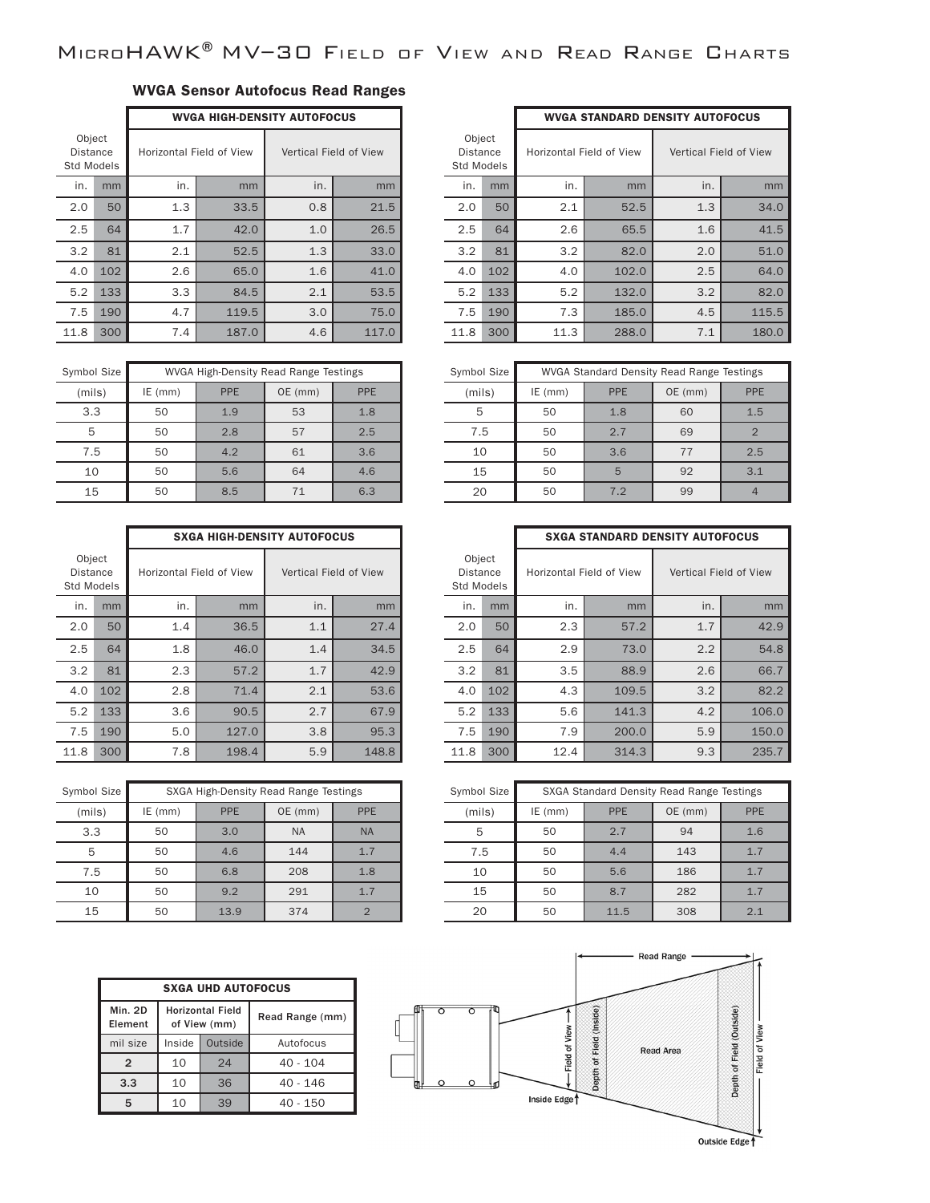# MicroHAWK® MV-30 Field of View and Read Range Charts

## WVGA Sensor Autofocus Read Ranges

| Object Distance Std Models | | WVGA HIGH-DENSITY AUTOFOCUS | | | |
|---|---|---|---|---|---|
| | | Horizontal Field of View | | Vertical Field of View | |
| in. | mm | in. | mm | in. | mm |
| 2.0 | 50 | 1.3 | 33.5 | 0.8 | 21.5 |
| 2.5 | 64 | 1.7 | 42.0 | 1.0 | 26.5 |
| 3.2 | 81 | 2.1 | 52.5 | 1.3 | 33.0 |
| 4.0 | 102 | 2.6 | 65.0 | 1.6 | 41.0 |
| 5.2 | 133 | 3.3 | 84.5 | 2.1 | 53.5 |
| 7.5 | 190 | 4.7 | 119.5 | 3.0 | 75.0 |
| 11.8 | 300 | 7.4 | 187.0 | 4.6 | 117.0 |

| Symbol Size | WVGA High-Density Read Range Testings | | | |
|---|---|---|---|---|
| (mils) | IE (mm) | PPE | OE (mm) | PPE |
| 3.3 | 50 | 1.9 | 53 | 1.8 |
| 5 | 50 | 2.8 | 57 | 2.5 |
| 7.5 | 50 | 4.2 | 61 | 3.6 |
| 10 | 50 | 5.6 | 64 | 4.6 |
| 15 | 50 | 8.5 | 71 | 6.3 |

| Object Distance Std Models | | WVGA STANDARD DENSITY AUTOFOCUS | | | |
|---|---|---|---|---|---|
| | | Horizontal Field of View | | Vertical Field of View | |
| in. | mm | in. | mm | in. | mm |
| 2.0 | 50 | 2.1 | 52.5 | 1.3 | 34.0 |
| 2.5 | 64 | 2.6 | 65.5 | 1.6 | 41.5 |
| 3.2 | 81 | 3.2 | 82.0 | 2.0 | 51.0 |
| 4.0 | 102 | 4.0 | 102.0 | 2.5 | 64.0 |
| 5.2 | 133 | 5.2 | 132.0 | 3.2 | 82.0 |
| 7.5 | 190 | 7.3 | 185.0 | 4.5 | 115.5 |
| 11.8 | 300 | 11.3 | 288.0 | 7.1 | 180.0 |

| Symbol Size | WVGA Standard Density Read Range Testings | | | |
|---|---|---|---|---|
| (mils) | IE (mm) | PPE | OE (mm) | PPE |
| 5 | 50 | 1.8 | 60 | 1.5 |
| 7.5 | 50 | 2.7 | 69 | 2 |
| 10 | 50 | 3.6 | 77 | 2.5 |
| 15 | 50 | 5 | 92 | 3.1 |
| 20 | 50 | 7.2 | 99 | 4 |

| Object Distance Std Models | | SXGA HIGH-DENSITY AUTOFOCUS | | | |
|---|---|---|---|---|---|
| | | Horizontal Field of View | | Vertical Field of View | |
| in. | mm | in. | mm | in. | mm |
| 2.0 | 50 | 1.4 | 36.5 | 1.1 | 27.4 |
| 2.5 | 64 | 1.8 | 46.0 | 1.4 | 34.5 |
| 3.2 | 81 | 2.3 | 57.2 | 1.7 | 42.9 |
| 4.0 | 102 | 2.8 | 71.4 | 2.1 | 53.6 |
| 5.2 | 133 | 3.6 | 90.5 | 2.7 | 67.9 |
| 7.5 | 190 | 5.0 | 127.0 | 3.8 | 95.3 |
| 11.8 | 300 | 7.8 | 198.4 | 5.9 | 148.8 |

| Symbol Size | SXGA High-Density Read Range Testings | | | |
|---|---|---|---|---|
| (mils) | IE (mm) | PPE | OE (mm) | PPE |
| 3.3 | 50 | 3.0 | NA | NA |
| 5 | 50 | 4.6 | 144 | 1.7 |
| 7.5 | 50 | 6.8 | 208 | 1.8 |
| 10 | 50 | 9.2 | 291 | 1.7 |
| 15 | 50 | 13.9 | 374 | 2 |

| Object Distance Std Models | | SXGA STANDARD DENSITY AUTOFOCUS | | | |
|---|---|---|---|---|---|
| | | Horizontal Field of View | | Vertical Field of View | |
| in. | mm | in. | mm | in. | mm |
| 2.0 | 50 | 2.3 | 57.2 | 1.7 | 42.9 |
| 2.5 | 64 | 2.9 | 73.0 | 2.2 | 54.8 |
| 3.2 | 81 | 3.5 | 88.9 | 2.6 | 66.7 |
| 4.0 | 102 | 4.3 | 109.5 | 3.2 | 82.2 |
| 5.2 | 133 | 5.6 | 141.3 | 4.2 | 106.0 |
| 7.5 | 190 | 7.9 | 200.0 | 5.9 | 150.0 |
| 11.8 | 300 | 12.4 | 314.3 | 9.3 | 235.7 |

| Symbol Size | SXGA Standard Density Read Range Testings | | | |
|---|---|---|---|---|
| (mils) | IE (mm) | PPE | OE (mm) | PPE |
| 5 | 50 | 2.7 | 94 | 1.6 |
| 7.5 | 50 | 4.4 | 143 | 1.7 |
| 10 | 50 | 5.6 | 186 | 1.7 |
| 15 | 50 | 8.7 | 282 | 1.7 |
| 20 | 50 | 11.5 | 308 | 2.1 |

| SXGA UHD AUTOFOCUS | | | |
|---|---|---|---|
| Min. 2D Element | Horizontal Field of View (mm) | | Read Range (mm) |
| mil size | Inside | Outside | Autofocus |
| 2 | 10 | 24 | 40 - 104 |
| 3.3 | 10 | 36 | 40 - 146 |
| 5 | 10 | 39 | 40 - 150 |

Read Range
Field of View
Depth of Field (Inside)
Read Area
Depth of Field (Outside)
Field of View
Inside Edge
Outside Edge